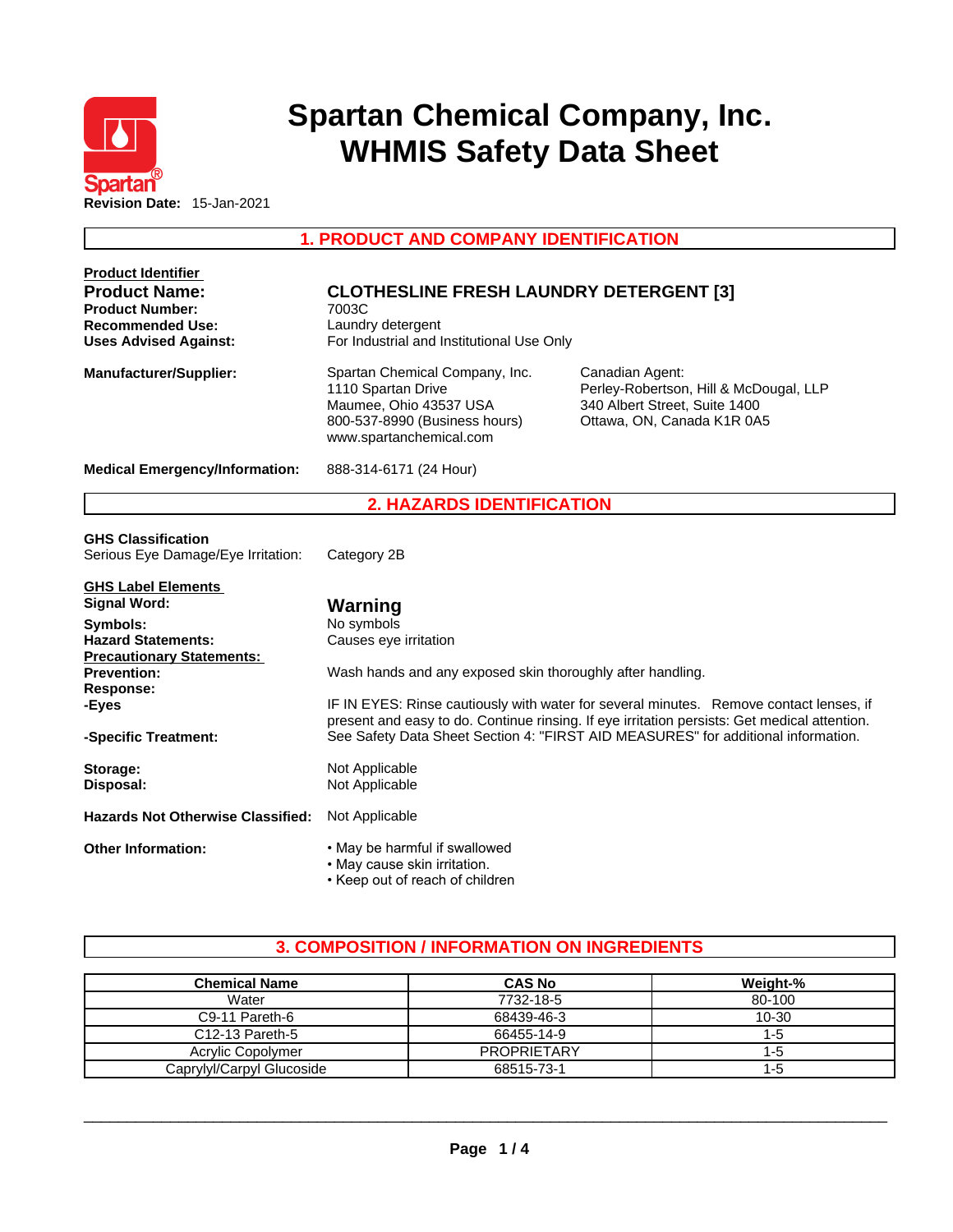# Spartan Chemical Company, Inc.
# WHMIS Safety Data Sheet

**Revision Date:** 15-Jan-2021

## 1. PRODUCT AND COMPANY IDENTIFICATION

**Product Identifier**

| | |
|---|---|
| **Product Name:** | **CLOTHESLINE FRESH LAUNDRY DETERGENT [3]** |
| **Product Number:** | 7003C |
| **Recommended Use:** | Laundry detergent |
| **Uses Advised Against:** | For Industrial and Institutional Use Only |

**Manufacturer/Supplier:**

Spartan Chemical Company, Inc.
1110 Spartan Drive
Maumee, Ohio 43537 USA
800-537-8990 (Business hours)
www.spartanchemical.com

Canadian Agent:
Perley-Robertson, Hill & McDougal, LLP
340 Albert Street, Suite 1400
Ottawa, ON, Canada K1R 0A5

**Medical Emergency/Information:** 888-314-6171 (24 Hour)

## 2. HAZARDS IDENTIFICATION

**GHS Classification**

Serious Eye Damage/Eye Irritation: Category 2B

**GHS Label Elements**

**Signal Word:** **Warning**

**Symbols:** No symbols

**Hazard Statements:** Causes eye irritation

**Precautionary Statements:**

**Prevention:** Wash hands and any exposed skin thoroughly after handling.

**Response:**

**-Eyes** IF IN EYES: Rinse cautiously with water for several minutes. Remove contact lenses, if present and easy to do. Continue rinsing. If eye irritation persists: Get medical attention.

**-Specific Treatment:** See Safety Data Sheet Section 4: "FIRST AID MEASURES" for additional information.

**Storage:** Not Applicable

**Disposal:** Not Applicable

**Hazards Not Otherwise Classified:** Not Applicable

**Other Information:**

- May be harmful if swallowed
- May cause skin irritation.
- Keep out of reach of children

## 3. COMPOSITION / INFORMATION ON INGREDIENTS

| Chemical Name | CAS No | Weight-% |
|---|---|---|
| Water | 7732-18-5 | 80-100 |
| C9-11 Pareth-6 | 68439-46-3 | 10-30 |
| C12-13 Pareth-5 | 66455-14-9 | 1-5 |
| Acrylic Copolymer | PROPRIETARY | 1-5 |
| Caprylyl/Carpyl Glucoside | 68515-73-1 | 1-5 |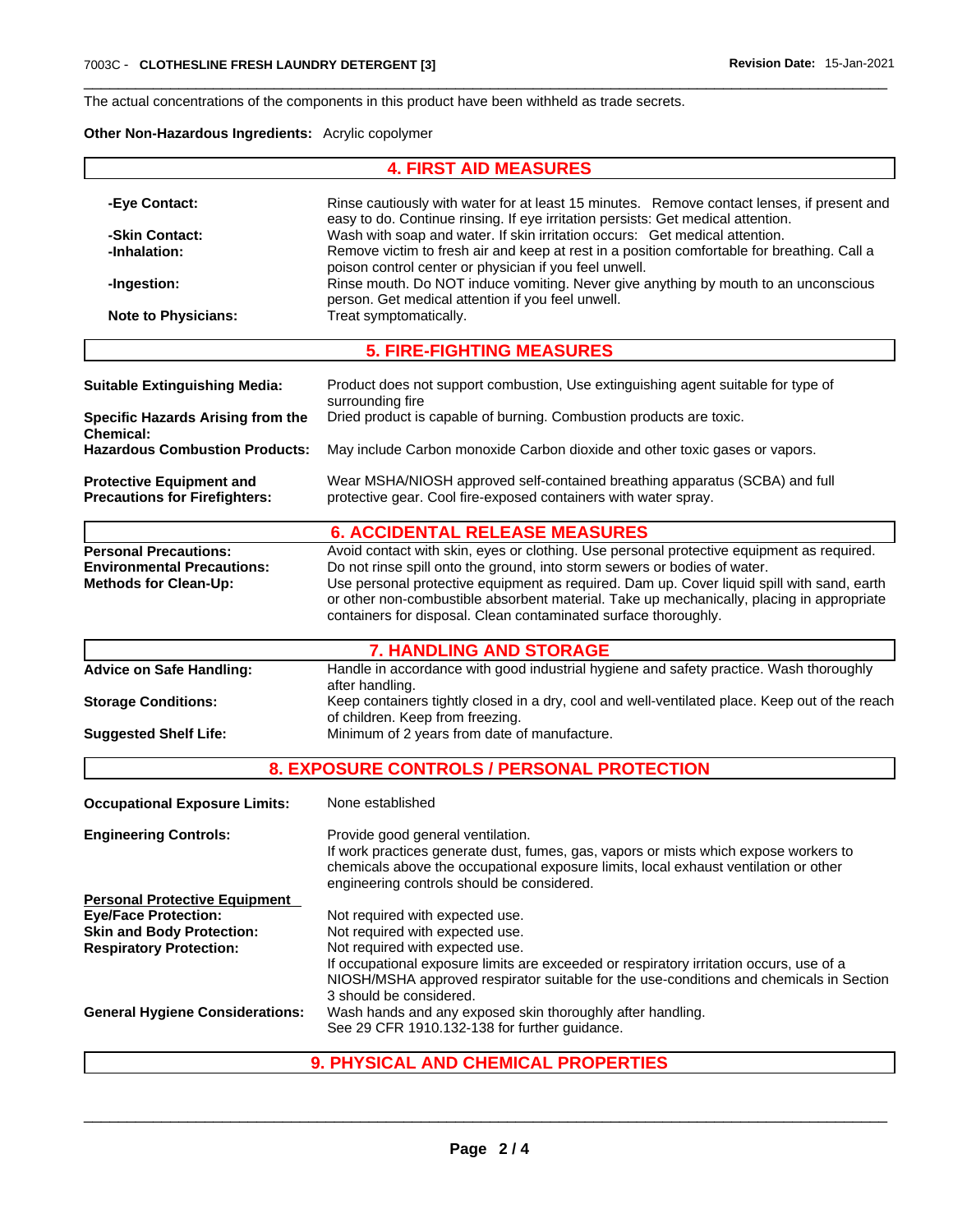The actual concentrations of the components in this product have been withheld as trade secrets.

**Other Non-Hazardous Ingredients:** Acrylic copolymer

## 4. FIRST AID MEASURES

**-Eye Contact:** Rinse cautiously with water for at least 15 minutes. Remove contact lenses, if present and easy to do. Continue rinsing. If eye irritation persists: Get medical attention.

**-Skin Contact:** Wash with soap and water. If skin irritation occurs: Get medical attention.

**-Inhalation:** Remove victim to fresh air and keep at rest in a position comfortable for breathing. Call a poison control center or physician if you feel unwell.

**-Ingestion:** Rinse mouth. Do NOT induce vomiting. Never give anything by mouth to an unconscious person. Get medical attention if you feel unwell.

**Note to Physicians:** Treat symptomatically.

## 5. FIRE-FIGHTING MEASURES

**Suitable Extinguishing Media:** Product does not support combustion, Use extinguishing agent suitable for type of surrounding fire

**Specific Hazards Arising from the Chemical:** Dried product is capable of burning. Combustion products are toxic.

**Hazardous Combustion Products:** May include Carbon monoxide Carbon dioxide and other toxic gases or vapors.

**Protective Equipment and Precautions for Firefighters:** Wear MSHA/NIOSH approved self-contained breathing apparatus (SCBA) and full protective gear. Cool fire-exposed containers with water spray.

## 6. ACCIDENTAL RELEASE MEASURES

**Personal Precautions:** Avoid contact with skin, eyes or clothing. Use personal protective equipment as required.

**Environmental Precautions:** Do not rinse spill onto the ground, into storm sewers or bodies of water.

**Methods for Clean-Up:** Use personal protective equipment as required. Dam up. Cover liquid spill with sand, earth or other non-combustible absorbent material. Take up mechanically, placing in appropriate containers for disposal. Clean contaminated surface thoroughly.

## 7. HANDLING AND STORAGE

**Advice on Safe Handling:** Handle in accordance with good industrial hygiene and safety practice. Wash thoroughly after handling.

**Storage Conditions:** Keep containers tightly closed in a dry, cool and well-ventilated place. Keep out of the reach of children. Keep from freezing.

**Suggested Shelf Life:** Minimum of 2 years from date of manufacture.

## 8. EXPOSURE CONTROLS / PERSONAL PROTECTION

**Occupational Exposure Limits:** None established

**Engineering Controls:** Provide good general ventilation.
If work practices generate dust, fumes, gas, vapors or mists which expose workers to chemicals above the occupational exposure limits, local exhaust ventilation or other engineering controls should be considered.

**Personal Protective Equipment**

**Eye/Face Protection:** Not required with expected use.

**Skin and Body Protection:** Not required with expected use.

**Respiratory Protection:** Not required with expected use.
If occupational exposure limits are exceeded or respiratory irritation occurs, use of a NIOSH/MSHA approved respirator suitable for the use-conditions and chemicals in Section 3 should be considered.

**General Hygiene Considerations:** Wash hands and any exposed skin thoroughly after handling.
See 29 CFR 1910.132-138 for further guidance.

## 9. PHYSICAL AND CHEMICAL PROPERTIES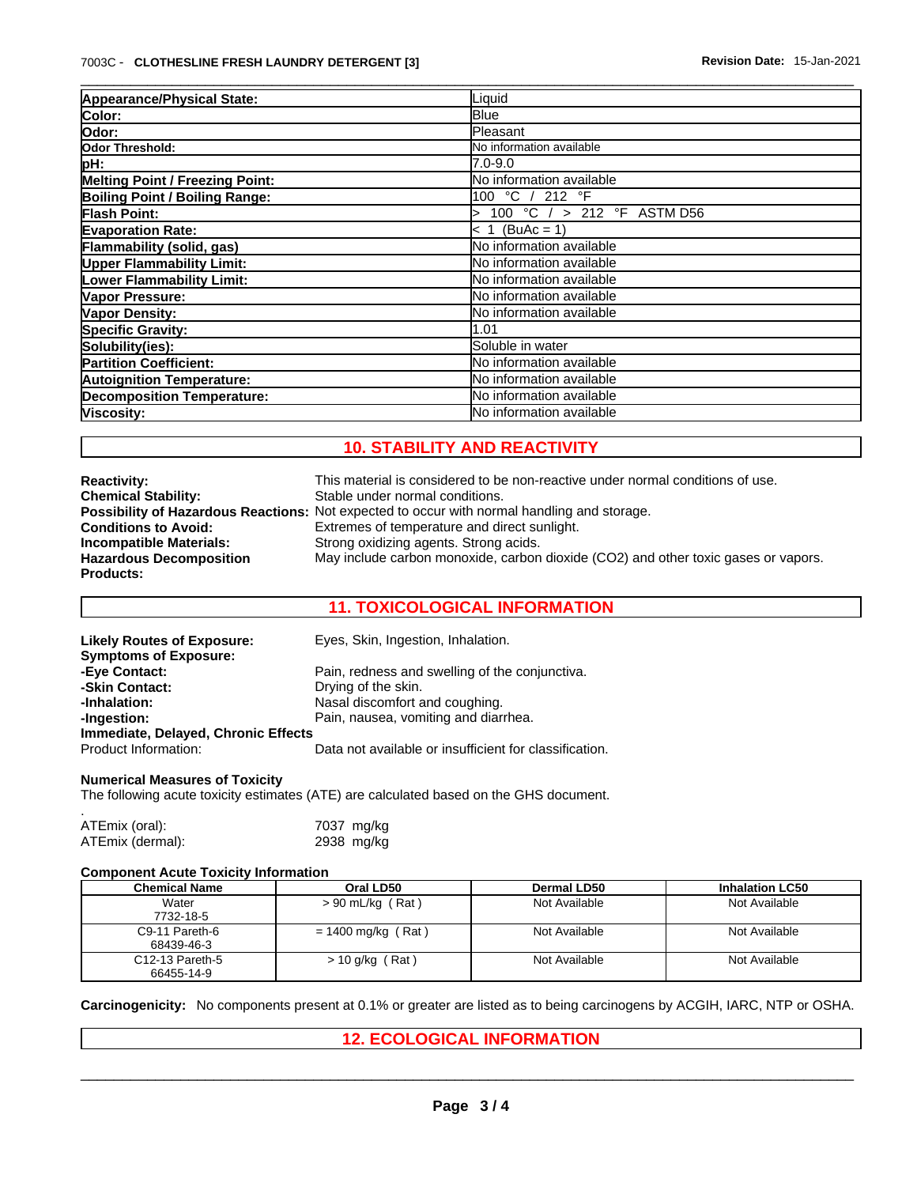| | |
|---|---|
| **Appearance/Physical State:** | Liquid |
| **Color:** | Blue |
| **Odor:** | Pleasant |
| **Odor Threshold:** | No information available |
| **pH:** | 7.0-9.0 |
| **Melting Point / Freezing Point:** | No information available |
| **Boiling Point / Boiling Range:** | 100 °C / 212 °F |
| **Flash Point:** | > 100 °C / > 212 °F ASTM D56 |
| **Evaporation Rate:** | < 1 (BuAc = 1) |
| **Flammability (solid, gas)** | No information available |
| **Upper Flammability Limit:** | No information available |
| **Lower Flammability Limit:** | No information available |
| **Vapor Pressure:** | No information available |
| **Vapor Density:** | No information available |
| **Specific Gravity:** | 1.01 |
| **Solubility(ies):** | Soluble in water |
| **Partition Coefficient:** | No information available |
| **Autoignition Temperature:** | No information available |
| **Decomposition Temperature:** | No information available |
| **Viscosity:** | No information available |

## 10. STABILITY AND REACTIVITY

**Reactivity:** This material is considered to be non-reactive under normal conditions of use.
**Chemical Stability:** Stable under normal conditions.
**Possibility of Hazardous Reactions:** Not expected to occur with normal handling and storage.
**Conditions to Avoid:** Extremes of temperature and direct sunlight.
**Incompatible Materials:** Strong oxidizing agents. Strong acids.
**Hazardous Decomposition Products:** May include carbon monoxide, carbon dioxide ($CO_2$) and other toxic gases or vapors.

## 11. TOXICOLOGICAL INFORMATION

**Likely Routes of Exposure:** Eyes, Skin, Ingestion, Inhalation.
**Symptoms of Exposure:**
**-Eye Contact:** Pain, redness and swelling of the conjunctiva.
**-Skin Contact:** Drying of the skin.
**-Inhalation:** Nasal discomfort and coughing.
**-Ingestion:** Pain, nausea, vomiting and diarrhea.
**Immediate, Delayed, Chronic Effects**
Product Information: Data not available or insufficient for classification.

**Numerical Measures of Toxicity**
The following acute toxicity estimates (ATE) are calculated based on the GHS document.

.
ATEmix (oral): 7037 mg/kg
ATEmix (dermal): 2938 mg/kg

**Component Acute Toxicity Information**

| Chemical Name | Oral LD50 | Dermal LD50 | Inhalation LC50 |
|---|---|---|---|
| Water 7732-18-5 | > 90 mL/kg ( Rat ) | Not Available | Not Available |
| C9-11 Pareth-6 68439-46-3 | = 1400 mg/kg ( Rat ) | Not Available | Not Available |
| C12-13 Pareth-5 66455-14-9 | > 10 g/kg ( Rat ) | Not Available | Not Available |

**Carcinogenicity:** No components present at 0.1% or greater are listed as to being carcinogens by ACGIH, IARC, NTP or OSHA.

## 12. ECOLOGICAL INFORMATION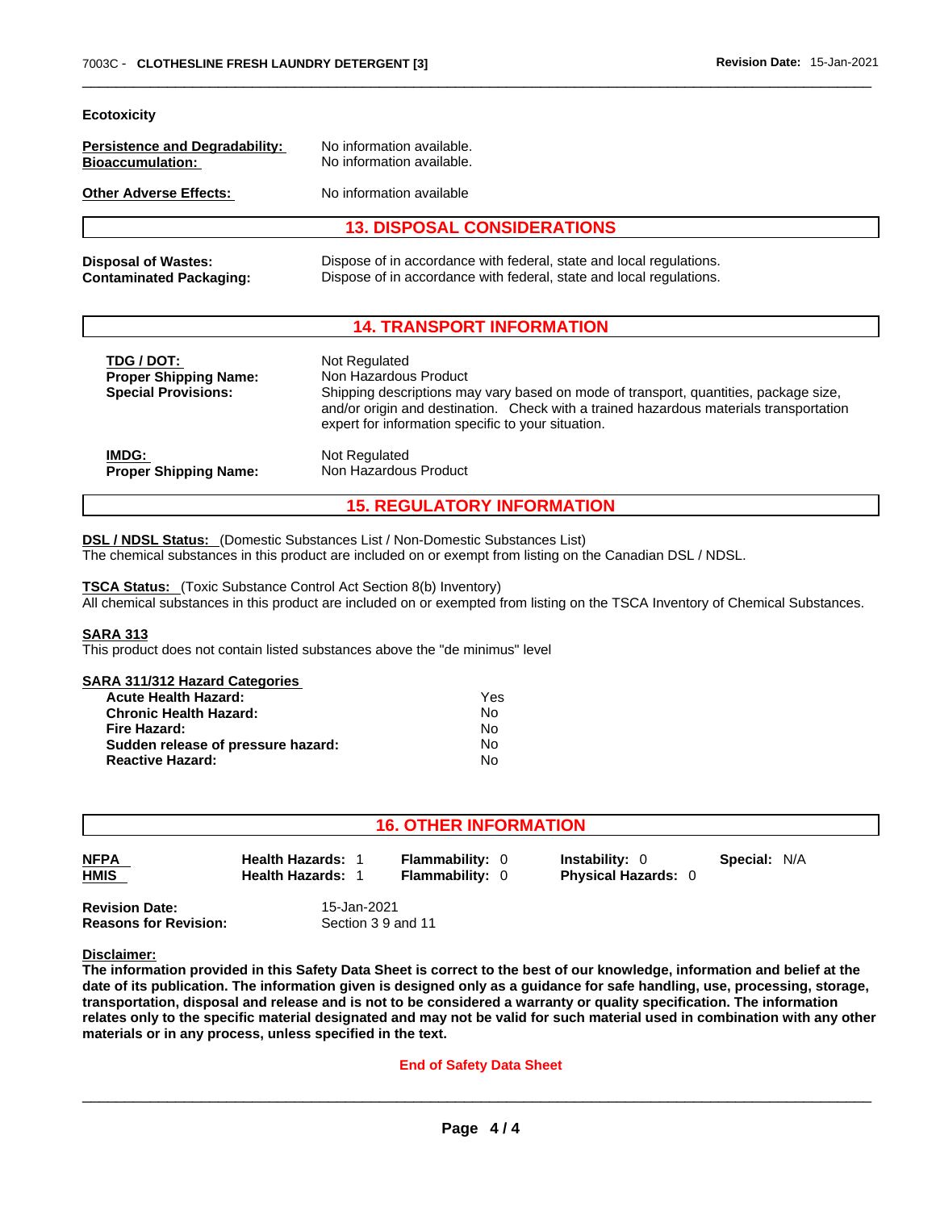**Ecotoxicity**

| | |
|---|---|
| **Persistence and Degradability:** | No information available. |
| **Bioaccumulation:** | No information available. |
| **Other Adverse Effects:** | No information available |

## 13. DISPOSAL CONSIDERATIONS

| | |
|---|---|
| **Disposal of Wastes:** | Dispose of in accordance with federal, state and local regulations. |
| **Contaminated Packaging:** | Dispose of in accordance with federal, state and local regulations. |

## 14. TRANSPORT INFORMATION

| | |
|---|---|
| **TDG / DOT:** | Not Regulated |
| **Proper Shipping Name:** | Non Hazardous Product |
| **Special Provisions:** | Shipping descriptions may vary based on mode of transport, quantities, package size, and/or origin and destination. Check with a trained hazardous materials transportation expert for information specific to your situation. |
| **IMDG:** | Not Regulated |
| **Proper Shipping Name:** | Non Hazardous Product |

## 15. REGULATORY INFORMATION

**DSL / NDSL Status:** (Domestic Substances List / Non-Domestic Substances List)
The chemical substances in this product are included on or exempt from listing on the Canadian DSL / NDSL.

**TSCA Status:** (Toxic Substance Control Act Section 8(b) Inventory)
All chemical substances in this product are included on or exempted from listing on the TSCA Inventory of Chemical Substances.

**SARA 313**
This product does not contain listed substances above the "de minimus" level

**SARA 311/312 Hazard Categories**

| | |
|---|---|
| **Acute Health Hazard:** | Yes |
| **Chronic Health Hazard:** | No |
| **Fire Hazard:** | No |
| **Sudden release of pressure hazard:** | No |
| **Reactive Hazard:** | No |

## 16. OTHER INFORMATION

| | | | | |
|---|---|---|---|---|
| **NFPA** | **Health Hazards:** 1 | **Flammability:** 0 | **Instability:** 0 | **Special:** N/A |
| **HMIS** | **Health Hazards:** 1 | **Flammability:** 0 | **Physical Hazards:** 0 | |

| | |
|---|---|
| **Revision Date:** | 15-Jan-2021 |
| **Reasons for Revision:** | Section 3 9 and 11 |

**Disclaimer:**
**The information provided in this Safety Data Sheet is correct to the best of our knowledge, information and belief at the date of its publication. The information given is designed only as a guidance for safe handling, use, processing, storage, transportation, disposal and release and is not to be considered a warranty or quality specification. The information relates only to the specific material designated and may not be valid for such material used in combination with any other materials or in any process, unless specified in the text.**

**End of Safety Data Sheet**